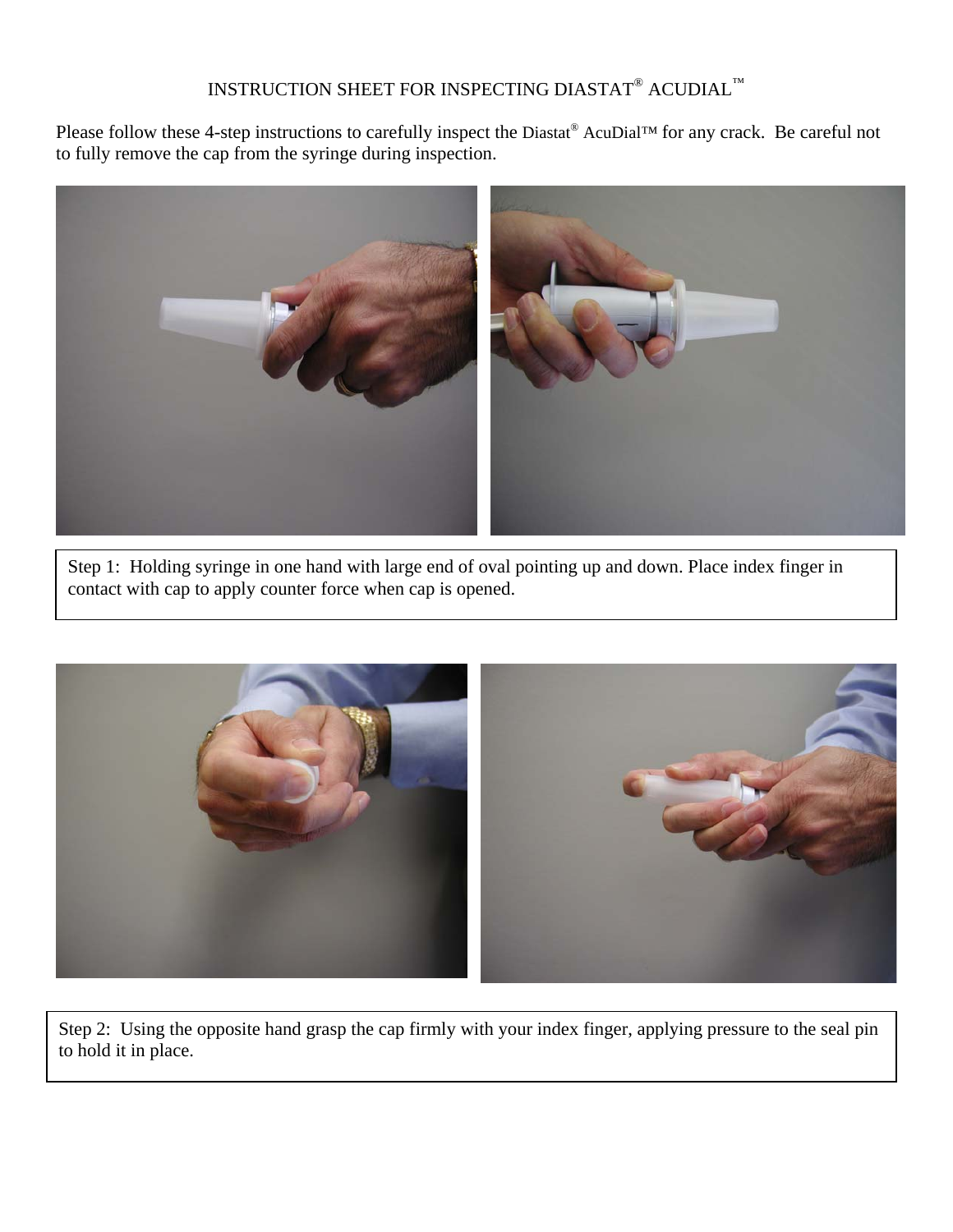# INSTRUCTION SHEET FOR INSPECTING DIASTAT® ACUDIAL™

Please follow these 4-step instructions to carefully inspect the Diastat® AcuDial™ for any crack. Be careful not to fully remove the cap from the syringe during inspection.

Step 1: Holding syringe in one hand with large end of oval pointing up and down. Place index finger in contact with cap to apply counter force when cap is opened.

Step 2: Using the opposite hand grasp the cap firmly with your index finger, applying pressure to the seal pin to hold it in place.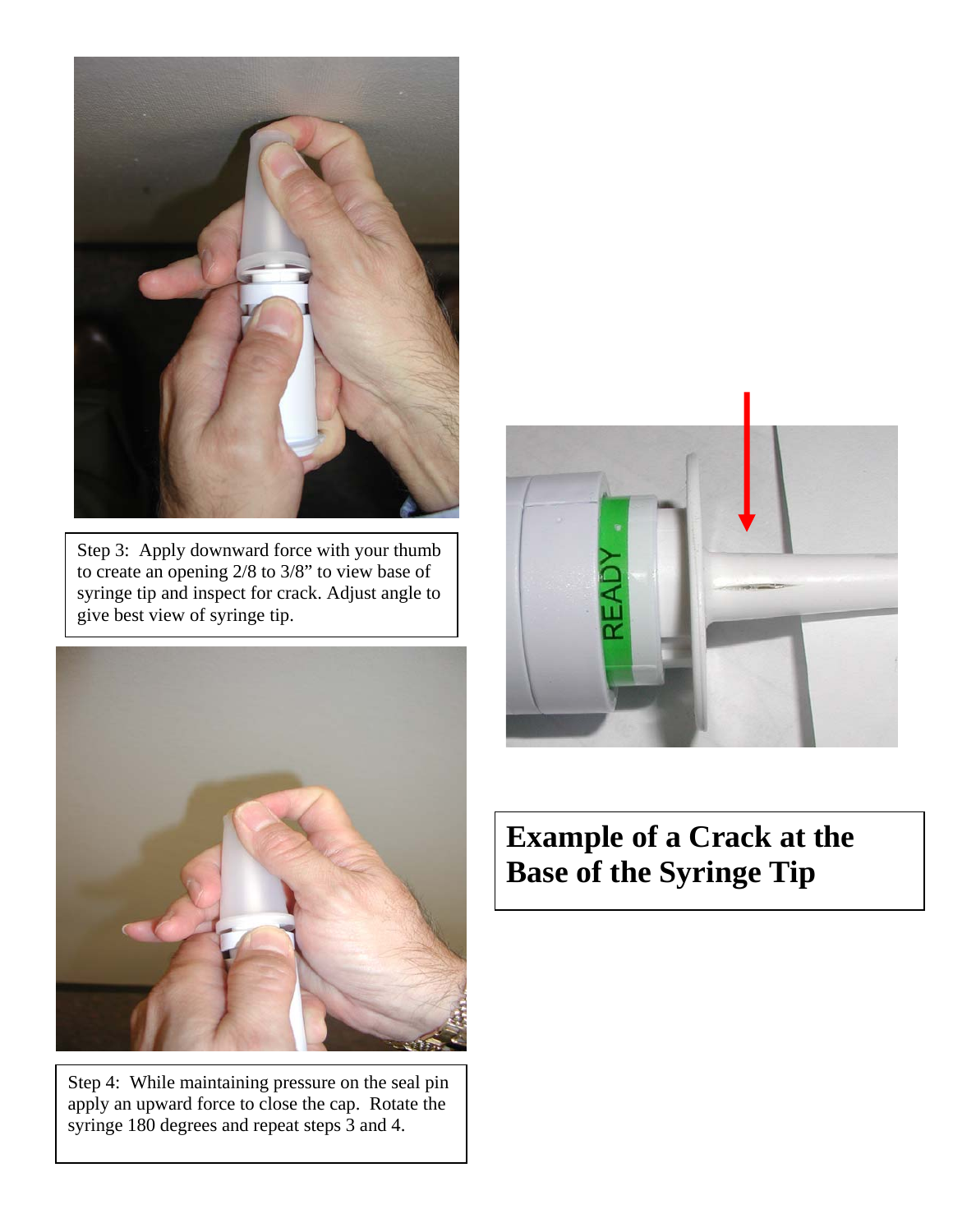Step 3: Apply downward force with your thumb to create an opening 2/8 to 3/8" to view base of syringe tip and inspect for crack. Adjust angle to give best view of syringe tip.

Step 4: While maintaining pressure on the seal pin apply an upward force to close the cap. Rotate the syringe 180 degrees and repeat steps 3 and 4.

**Example of a Crack at the Base of the Syringe Tip**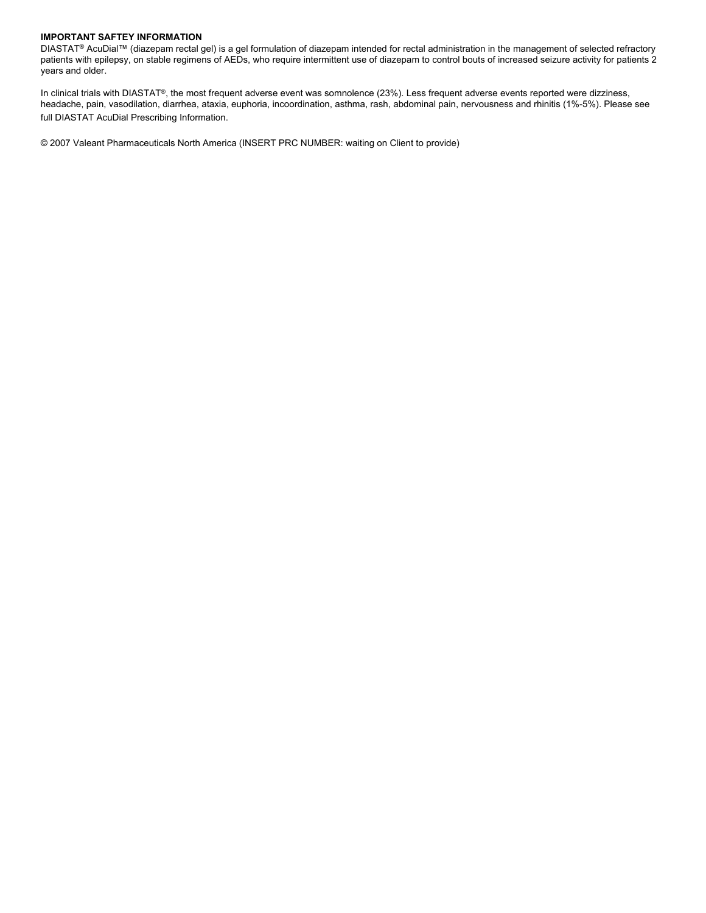**IMPORTANT SAFTEY INFORMATION**
DIASTAT® AcuDial™ (diazepam rectal gel) is a gel formulation of diazepam intended for rectal administration in the management of selected refractory patients with epilepsy, on stable regimens of AEDs, who require intermittent use of diazepam to control bouts of increased seizure activity for patients 2 years and older.

In clinical trials with DIASTAT®, the most frequent adverse event was somnolence (23%). Less frequent adverse events reported were dizziness, headache, pain, vasodilation, diarrhea, ataxia, euphoria, incoordination, asthma, rash, abdominal pain, nervousness and rhinitis (1%-5%). Please see full DIASTAT AcuDial Prescribing Information.

© 2007 Valeant Pharmaceuticals North America (INSERT PRC NUMBER: waiting on Client to provide)